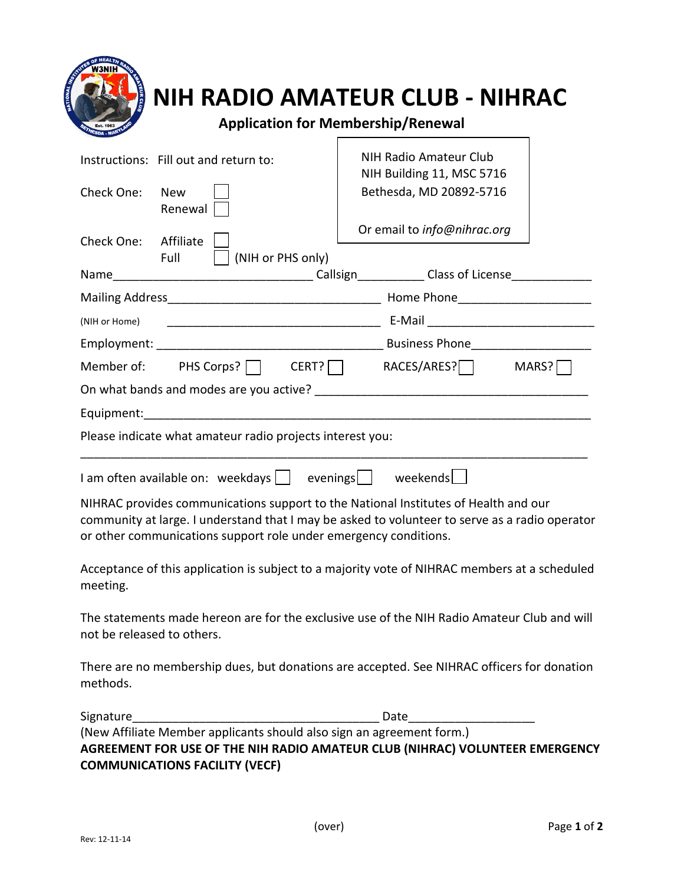# NIH RADIO AMATEUR CLUB - NIHRAC

## Application for Membership/Renewal

NIH Radio Amateur Club
NIH Building 11, MSC 5716
Bethesda, MD 20892-5716

Or email to *info@nihrac.org*

Instructions: Fill out and return to:

Check One: New ☐ Renewal ☐

Check One: Affiliate ☐ Full ☐ (NIH or PHS only)

Name______________________________ Callsign__________ Class of License____________

Mailing Address________________________________ Home Phone____________________

(NIH or Home) ________________________________ E-Mail _________________________

Employment: __________________________________ Business Phone__________________

Member of: PHS Corps? ☐ CERT? ☐ RACES/ARES? ☐ MARS? ☐

On what bands and modes are you active? ________________________________________

Equipment:___________________________________________________________________

Please indicate what amateur radio projects interest you:

_____________________________________________________________________________

I am often available on: weekdays ☐ evenings ☐ weekends ☐

NIHRAC provides communications support to the National Institutes of Health and our community at large. I understand that I may be asked to volunteer to serve as a radio operator or other communications support role under emergency conditions.

Acceptance of this application is subject to a majority vote of NIHRAC members at a scheduled meeting.

The statements made hereon are for the exclusive use of the NIH Radio Amateur Club and will not be released to others.

There are no membership dues, but donations are accepted. See NIHRAC officers for donation methods.

Signature_____________________________________ Date___________________

(New Affiliate Member applicants should also sign an agreement form.)

**AGREEMENT FOR USE OF THE NIH RADIO AMATEUR CLUB (NIHRAC) VOLUNTEER EMERGENCY COMMUNICATIONS FACILITY (VECF)**

(over)

Rev: 12-11-14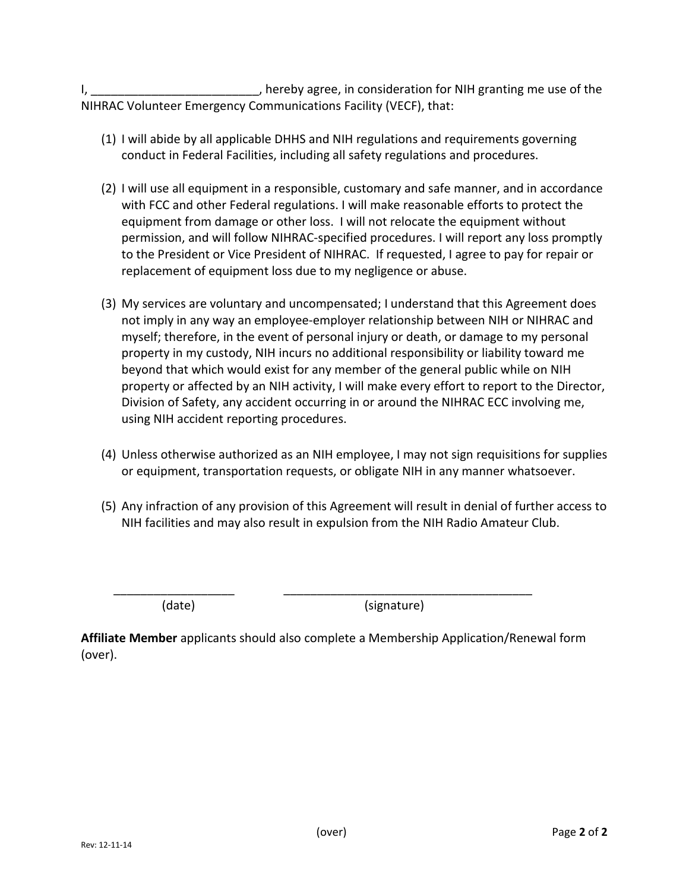I, _________________________, hereby agree, in consideration for NIH granting me use of the NIHRAC Volunteer Emergency Communications Facility (VECF), that:

(1) I will abide by all applicable DHHS and NIH regulations and requirements governing conduct in Federal Facilities, including all safety regulations and procedures.

(2) I will use all equipment in a responsible, customary and safe manner, and in accordance with FCC and other Federal regulations. I will make reasonable efforts to protect the equipment from damage or other loss. I will not relocate the equipment without permission, and will follow NIHRAC-specified procedures. I will report any loss promptly to the President or Vice President of NIHRAC. If requested, I agree to pay for repair or replacement of equipment loss due to my negligence or abuse.

(3) My services are voluntary and uncompensated; I understand that this Agreement does not imply in any way an employee-employer relationship between NIH or NIHRAC and myself; therefore, in the event of personal injury or death, or damage to my personal property in my custody, NIH incurs no additional responsibility or liability toward me beyond that which would exist for any member of the general public while on NIH property or affected by an NIH activity, I will make every effort to report to the Director, Division of Safety, any accident occurring in or around the NIHRAC ECC involving me, using NIH accident reporting procedures.

(4) Unless otherwise authorized as an NIH employee, I may not sign requisitions for supplies or equipment, transportation requests, or obligate NIH in any manner whatsoever.

(5) Any infraction of any provision of this Agreement will result in denial of further access to NIH facilities and may also result in expulsion from the NIH Radio Amateur Club.

__________________ ______________________________________

(date) (signature)

**Affiliate Member** applicants should also complete a Membership Application/Renewal form (over).

(over)

Rev: 12-11-14